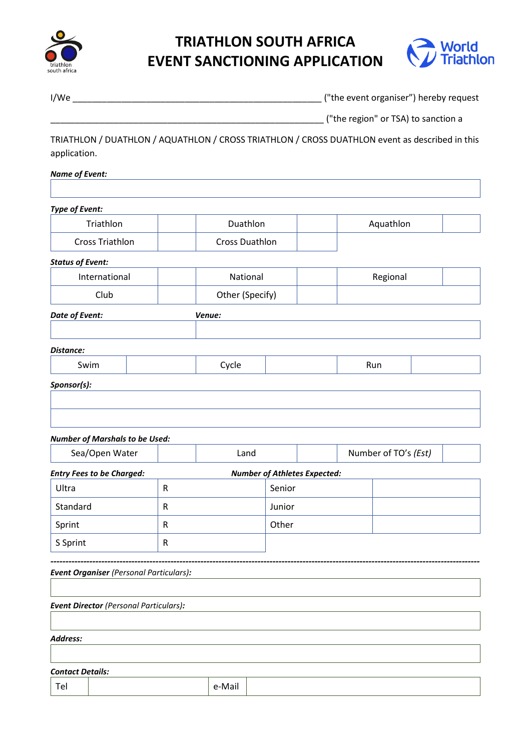# TRIATHLON SOUTH AFRICA
# EVENT SANCTIONING APPLICATION

I/We ______________________________________________ ("the event organiser") hereby request

______________________________________________________ ("the region" or TSA) to sanction a

TRIATHLON / DUATHLON / AQUATHLON / CROSS TRIATHLON / CROSS DUATHLON event as described in this application.

***Name of Event:***

| |
|---|
| |

***Type of Event:***

| | | | | | |
|---|---|---|---|---|---|
| Triathlon | | Duathlon | | Aquathlon | |
| Cross Triathlon | | Cross Duathlon | | | |

***Status of Event:***

| | | | | | |
|---|---|---|---|---|---|
| International | | National | | Regional | |
| Club | | Other (Specify) | | | |

| ***Date of Event:*** | ***Venue:*** |
|---|---|
| | |

***Distance:***

| | | | | | |
|---|---|---|---|---|---|
| Swim | | Cycle | | Run | |

***Sponsor(s):***

| |
|---|
| |
| |

***Number of Marshals to be Used:***

| | | | | | |
|---|---|---|---|---|---|
| Sea/Open Water | | Land | | Number of TO's *(Est)* | |

| ***Entry Fees to be Charged:*** | | ***Number of Athletes Expected:*** | |
|---|---|---|---|
| Ultra | R | Senior | |
| Standard | R | Junior | |
| Sprint | R | Other | |
| S Sprint | R | | |

---

***Event Organiser*** *(Personal Particulars):*

| |
|---|
| |

***Event Director*** *(Personal Particulars):*

| |
|---|
| |

***Address:***

| |
|---|
| |

***Contact Details:***

| | | | |
|---|---|---|---|
| Tel | | e-Mail | |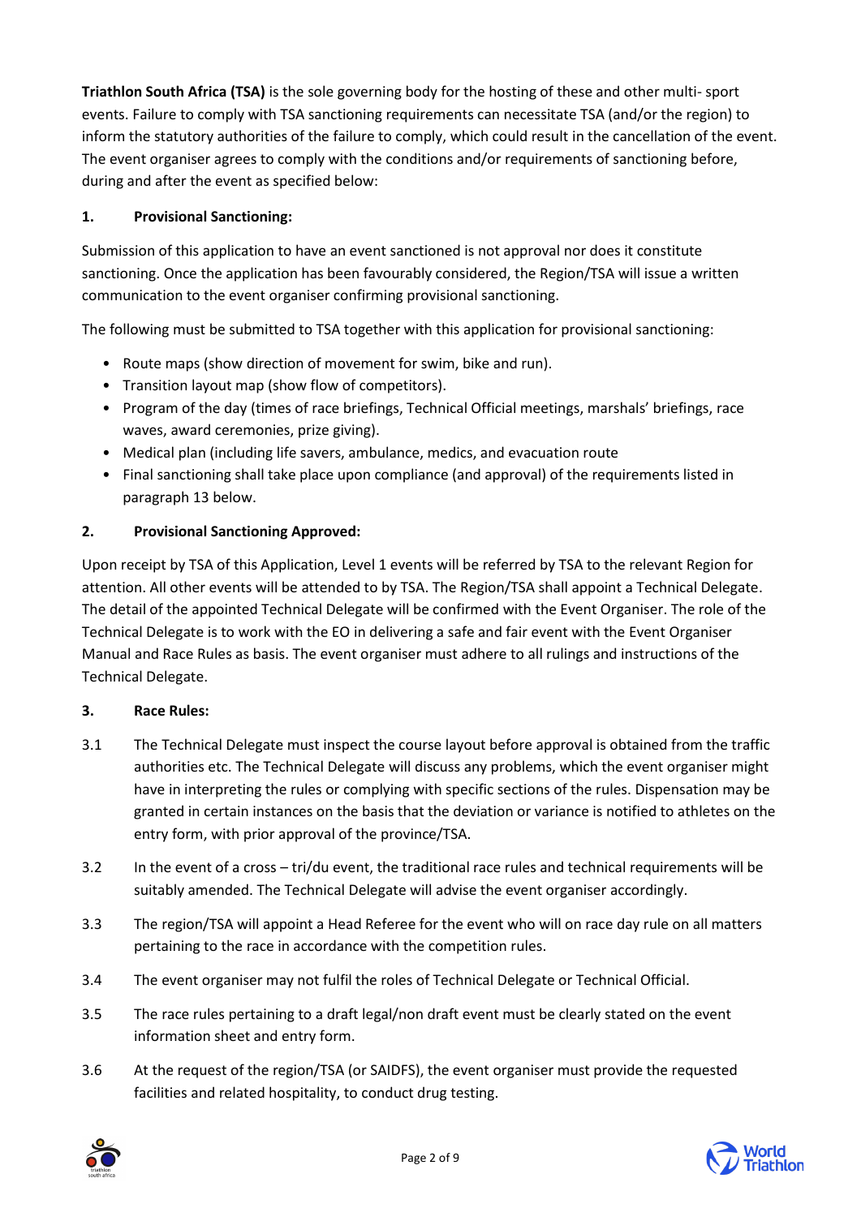**Triathlon South Africa (TSA)** is the sole governing body for the hosting of these and other multi- sport events. Failure to comply with TSA sanctioning requirements can necessitate TSA (and/or the region) to inform the statutory authorities of the failure to comply, which could result in the cancellation of the event. The event organiser agrees to comply with the conditions and/or requirements of sanctioning before, during and after the event as specified below:

### 1. Provisional Sanctioning:

Submission of this application to have an event sanctioned is not approval nor does it constitute sanctioning. Once the application has been favourably considered, the Region/TSA will issue a written communication to the event organiser confirming provisional sanctioning.

The following must be submitted to TSA together with this application for provisional sanctioning:

- Route maps (show direction of movement for swim, bike and run).
- Transition layout map (show flow of competitors).
- Program of the day (times of race briefings, Technical Official meetings, marshals' briefings, race waves, award ceremonies, prize giving).
- Medical plan (including life savers, ambulance, medics, and evacuation route
- Final sanctioning shall take place upon compliance (and approval) of the requirements listed in paragraph 13 below.

### 2. Provisional Sanctioning Approved:

Upon receipt by TSA of this Application, Level 1 events will be referred by TSA to the relevant Region for attention. All other events will be attended to by TSA. The Region/TSA shall appoint a Technical Delegate. The detail of the appointed Technical Delegate will be confirmed with the Event Organiser. The role of the Technical Delegate is to work with the EO in delivering a safe and fair event with the Event Organiser Manual and Race Rules as basis. The event organiser must adhere to all rulings and instructions of the Technical Delegate.

### 3. Race Rules:

3.1 The Technical Delegate must inspect the course layout before approval is obtained from the traffic authorities etc. The Technical Delegate will discuss any problems, which the event organiser might have in interpreting the rules or complying with specific sections of the rules. Dispensation may be granted in certain instances on the basis that the deviation or variance is notified to athletes on the entry form, with prior approval of the province/TSA.

3.2 In the event of a cross – tri/du event, the traditional race rules and technical requirements will be suitably amended. The Technical Delegate will advise the event organiser accordingly.

3.3 The region/TSA will appoint a Head Referee for the event who will on race day rule on all matters pertaining to the race in accordance with the competition rules.

3.4 The event organiser may not fulfil the roles of Technical Delegate or Technical Official.

3.5 The race rules pertaining to a draft legal/non draft event must be clearly stated on the event information sheet and entry form.

3.6 At the request of the region/TSA (or SAIDFS), the event organiser must provide the requested facilities and related hospitality, to conduct drug testing.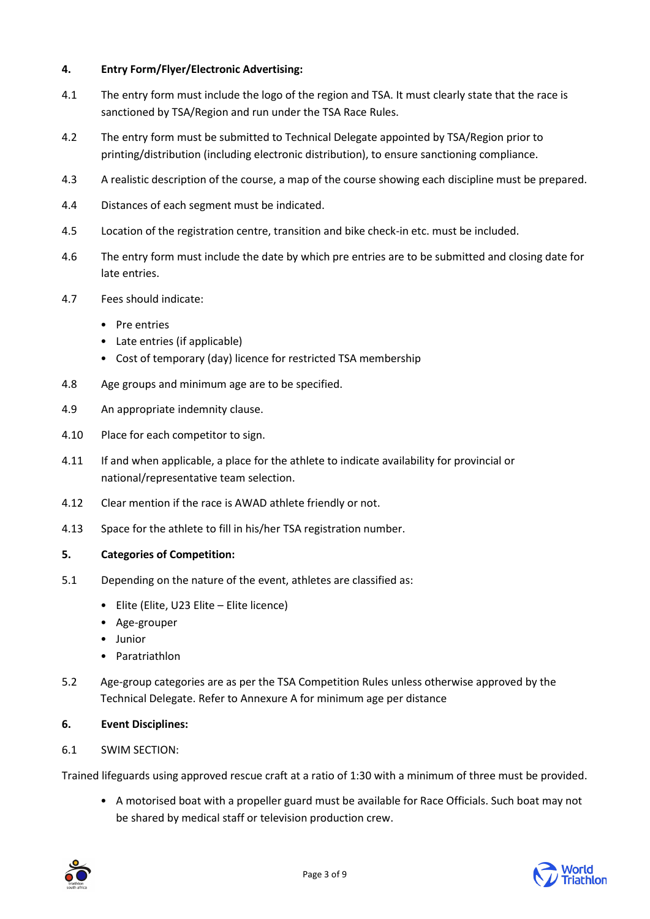**4. Entry Form/Flyer/Electronic Advertising:**

4.1 The entry form must include the logo of the region and TSA. It must clearly state that the race is sanctioned by TSA/Region and run under the TSA Race Rules.

4.2 The entry form must be submitted to Technical Delegate appointed by TSA/Region prior to printing/distribution (including electronic distribution), to ensure sanctioning compliance.

4.3 A realistic description of the course, a map of the course showing each discipline must be prepared.

4.4 Distances of each segment must be indicated.

4.5 Location of the registration centre, transition and bike check-in etc. must be included.

4.6 The entry form must include the date by which pre entries are to be submitted and closing date for late entries.

4.7 Fees should indicate:

- Pre entries
- Late entries (if applicable)
- Cost of temporary (day) licence for restricted TSA membership

4.8 Age groups and minimum age are to be specified.

4.9 An appropriate indemnity clause.

4.10 Place for each competitor to sign.

4.11 If and when applicable, a place for the athlete to indicate availability for provincial or national/representative team selection.

4.12 Clear mention if the race is AWAD athlete friendly or not.

4.13 Space for the athlete to fill in his/her TSA registration number.

**5. Categories of Competition:**

5.1 Depending on the nature of the event, athletes are classified as:

- Elite (Elite, U23 Elite – Elite licence)
- Age-grouper
- Junior
- Paratriathlon

5.2 Age-group categories are as per the TSA Competition Rules unless otherwise approved by the Technical Delegate. Refer to Annexure A for minimum age per distance

**6. Event Disciplines:**

6.1 SWIM SECTION:

Trained lifeguards using approved rescue craft at a ratio of 1:30 with a minimum of three must be provided.

- A motorised boat with a propeller guard must be available for Race Officials. Such boat may not be shared by medical staff or television production crew.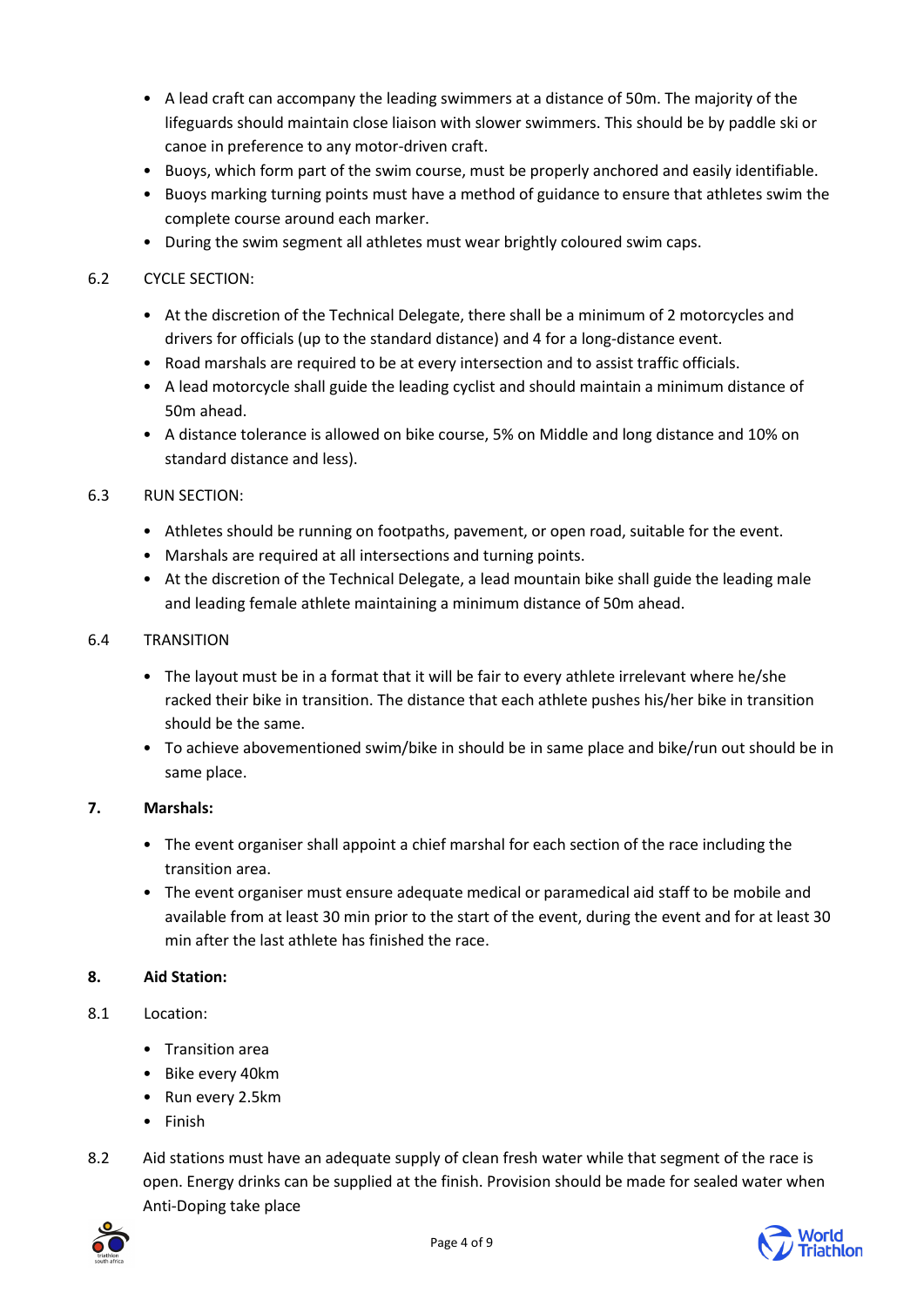- A lead craft can accompany the leading swimmers at a distance of 50m. The majority of the lifeguards should maintain close liaison with slower swimmers. This should be by paddle ski or canoe in preference to any motor-driven craft.
- Buoys, which form part of the swim course, must be properly anchored and easily identifiable.
- Buoys marking turning points must have a method of guidance to ensure that athletes swim the complete course around each marker.
- During the swim segment all athletes must wear brightly coloured swim caps.

6.2 CYCLE SECTION:

- At the discretion of the Technical Delegate, there shall be a minimum of 2 motorcycles and drivers for officials (up to the standard distance) and 4 for a long-distance event.
- Road marshals are required to be at every intersection and to assist traffic officials.
- A lead motorcycle shall guide the leading cyclist and should maintain a minimum distance of 50m ahead.
- A distance tolerance is allowed on bike course, 5% on Middle and long distance and 10% on standard distance and less).

6.3 RUN SECTION:

- Athletes should be running on footpaths, pavement, or open road, suitable for the event.
- Marshals are required at all intersections and turning points.
- At the discretion of the Technical Delegate, a lead mountain bike shall guide the leading male and leading female athlete maintaining a minimum distance of 50m ahead.

6.4 TRANSITION

- The layout must be in a format that it will be fair to every athlete irrelevant where he/she racked their bike in transition. The distance that each athlete pushes his/her bike in transition should be the same.
- To achieve abovementioned swim/bike in should be in same place and bike/run out should be in same place.

## 7. Marshals:

- The event organiser shall appoint a chief marshal for each section of the race including the transition area.
- The event organiser must ensure adequate medical or paramedical aid staff to be mobile and available from at least 30 min prior to the start of the event, during the event and for at least 30 min after the last athlete has finished the race.

## 8. Aid Station:

8.1 Location:

- Transition area
- Bike every 40km
- Run every 2.5km
- Finish

8.2 Aid stations must have an adequate supply of clean fresh water while that segment of the race is open. Energy drinks can be supplied at the finish. Provision should be made for sealed water when Anti-Doping take place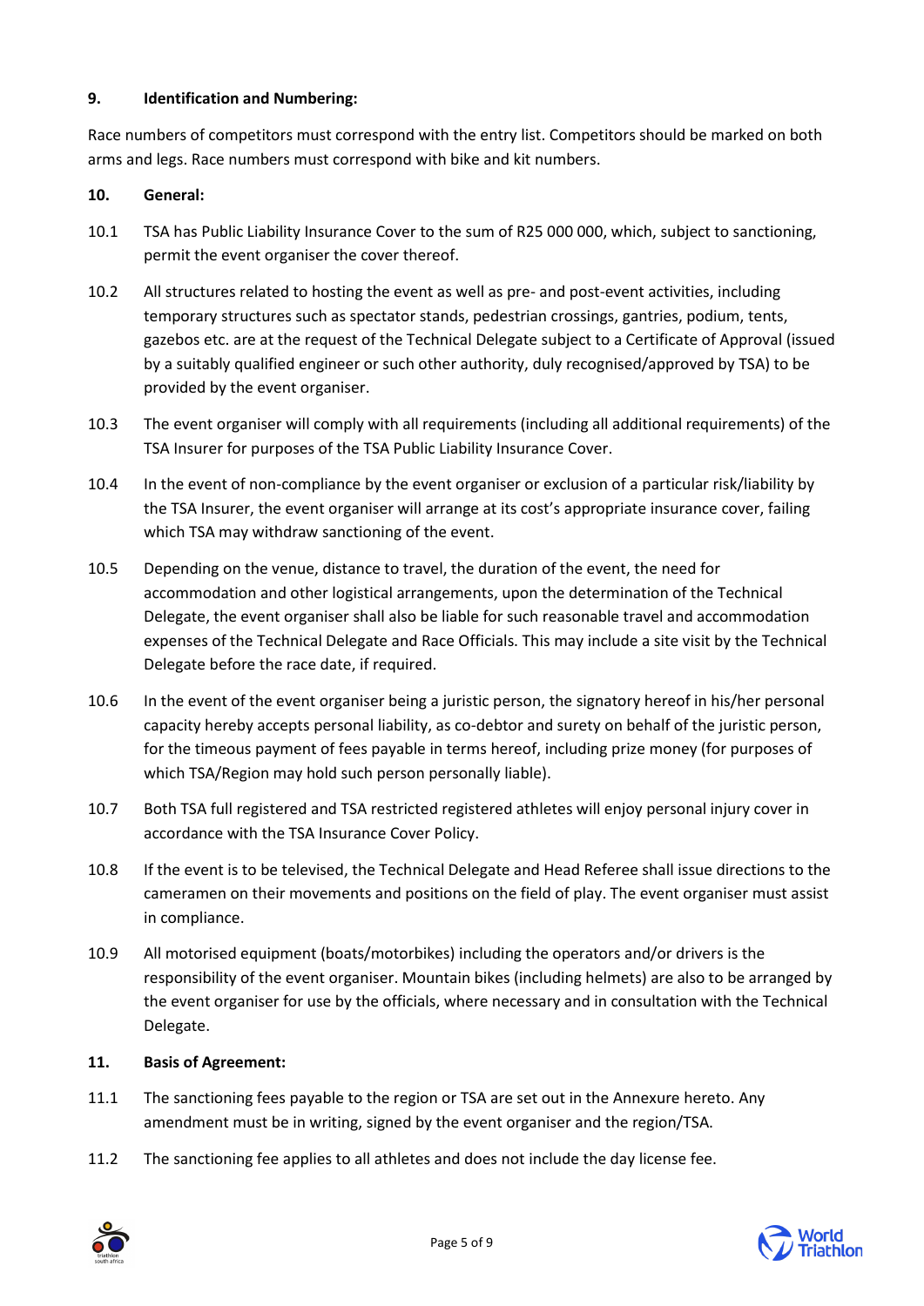**9. Identification and Numbering:**

Race numbers of competitors must correspond with the entry list. Competitors should be marked on both arms and legs. Race numbers must correspond with bike and kit numbers.

**10. General:**

10.1 TSA has Public Liability Insurance Cover to the sum of R25 000 000, which, subject to sanctioning, permit the event organiser the cover thereof.

10.2 All structures related to hosting the event as well as pre- and post-event activities, including temporary structures such as spectator stands, pedestrian crossings, gantries, podium, tents, gazebos etc. are at the request of the Technical Delegate subject to a Certificate of Approval (issued by a suitably qualified engineer or such other authority, duly recognised/approved by TSA) to be provided by the event organiser.

10.3 The event organiser will comply with all requirements (including all additional requirements) of the TSA Insurer for purposes of the TSA Public Liability Insurance Cover.

10.4 In the event of non-compliance by the event organiser or exclusion of a particular risk/liability by the TSA Insurer, the event organiser will arrange at its cost's appropriate insurance cover, failing which TSA may withdraw sanctioning of the event.

10.5 Depending on the venue, distance to travel, the duration of the event, the need for accommodation and other logistical arrangements, upon the determination of the Technical Delegate, the event organiser shall also be liable for such reasonable travel and accommodation expenses of the Technical Delegate and Race Officials. This may include a site visit by the Technical Delegate before the race date, if required.

10.6 In the event of the event organiser being a juristic person, the signatory hereof in his/her personal capacity hereby accepts personal liability, as co-debtor and surety on behalf of the juristic person, for the timeous payment of fees payable in terms hereof, including prize money (for purposes of which TSA/Region may hold such person personally liable).

10.7 Both TSA full registered and TSA restricted registered athletes will enjoy personal injury cover in accordance with the TSA Insurance Cover Policy.

10.8 If the event is to be televised, the Technical Delegate and Head Referee shall issue directions to the cameramen on their movements and positions on the field of play. The event organiser must assist in compliance.

10.9 All motorised equipment (boats/motorbikes) including the operators and/or drivers is the responsibility of the event organiser. Mountain bikes (including helmets) are also to be arranged by the event organiser for use by the officials, where necessary and in consultation with the Technical Delegate.

**11. Basis of Agreement:**

11.1 The sanctioning fees payable to the region or TSA are set out in the Annexure hereto. Any amendment must be in writing, signed by the event organiser and the region/TSA.

11.2 The sanctioning fee applies to all athletes and does not include the day license fee.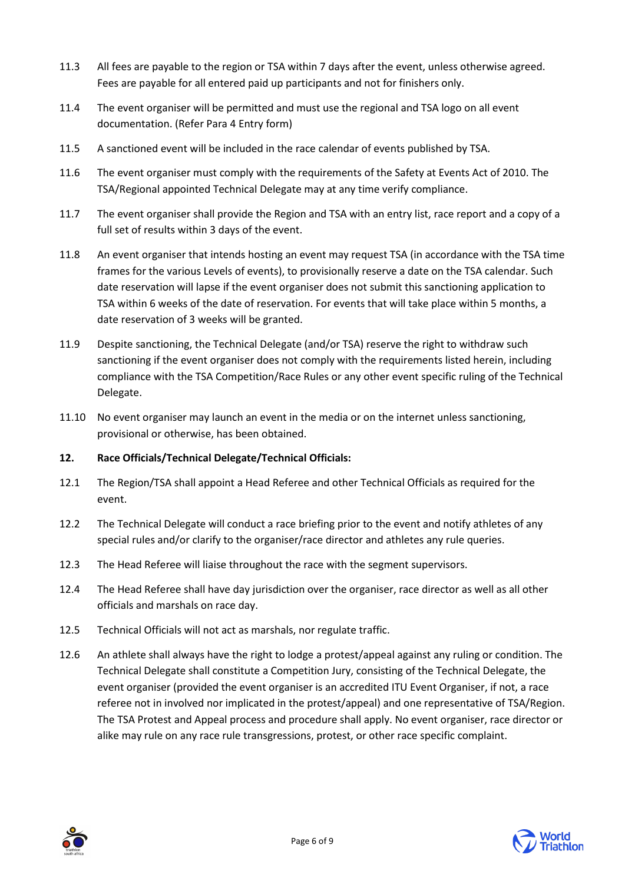11.3 All fees are payable to the region or TSA within 7 days after the event, unless otherwise agreed. Fees are payable for all entered paid up participants and not for finishers only.

11.4 The event organiser will be permitted and must use the regional and TSA logo on all event documentation. (Refer Para 4 Entry form)

11.5 A sanctioned event will be included in the race calendar of events published by TSA.

11.6 The event organiser must comply with the requirements of the Safety at Events Act of 2010. The TSA/Regional appointed Technical Delegate may at any time verify compliance.

11.7 The event organiser shall provide the Region and TSA with an entry list, race report and a copy of a full set of results within 3 days of the event.

11.8 An event organiser that intends hosting an event may request TSA (in accordance with the TSA time frames for the various Levels of events), to provisionally reserve a date on the TSA calendar. Such date reservation will lapse if the event organiser does not submit this sanctioning application to TSA within 6 weeks of the date of reservation. For events that will take place within 5 months, a date reservation of 3 weeks will be granted.

11.9 Despite sanctioning, the Technical Delegate (and/or TSA) reserve the right to withdraw such sanctioning if the event organiser does not comply with the requirements listed herein, including compliance with the TSA Competition/Race Rules or any other event specific ruling of the Technical Delegate.

11.10 No event organiser may launch an event in the media or on the internet unless sanctioning, provisional or otherwise, has been obtained.

**12. Race Officials/Technical Delegate/Technical Officials:**

12.1 The Region/TSA shall appoint a Head Referee and other Technical Officials as required for the event.

12.2 The Technical Delegate will conduct a race briefing prior to the event and notify athletes of any special rules and/or clarify to the organiser/race director and athletes any rule queries.

12.3 The Head Referee will liaise throughout the race with the segment supervisors.

12.4 The Head Referee shall have day jurisdiction over the organiser, race director as well as all other officials and marshals on race day.

12.5 Technical Officials will not act as marshals, nor regulate traffic.

12.6 An athlete shall always have the right to lodge a protest/appeal against any ruling or condition. The Technical Delegate shall constitute a Competition Jury, consisting of the Technical Delegate, the event organiser (provided the event organiser is an accredited ITU Event Organiser, if not, a race referee not in involved nor implicated in the protest/appeal) and one representative of TSA/Region. The TSA Protest and Appeal process and procedure shall apply. No event organiser, race director or alike may rule on any race rule transgressions, protest, or other race specific complaint.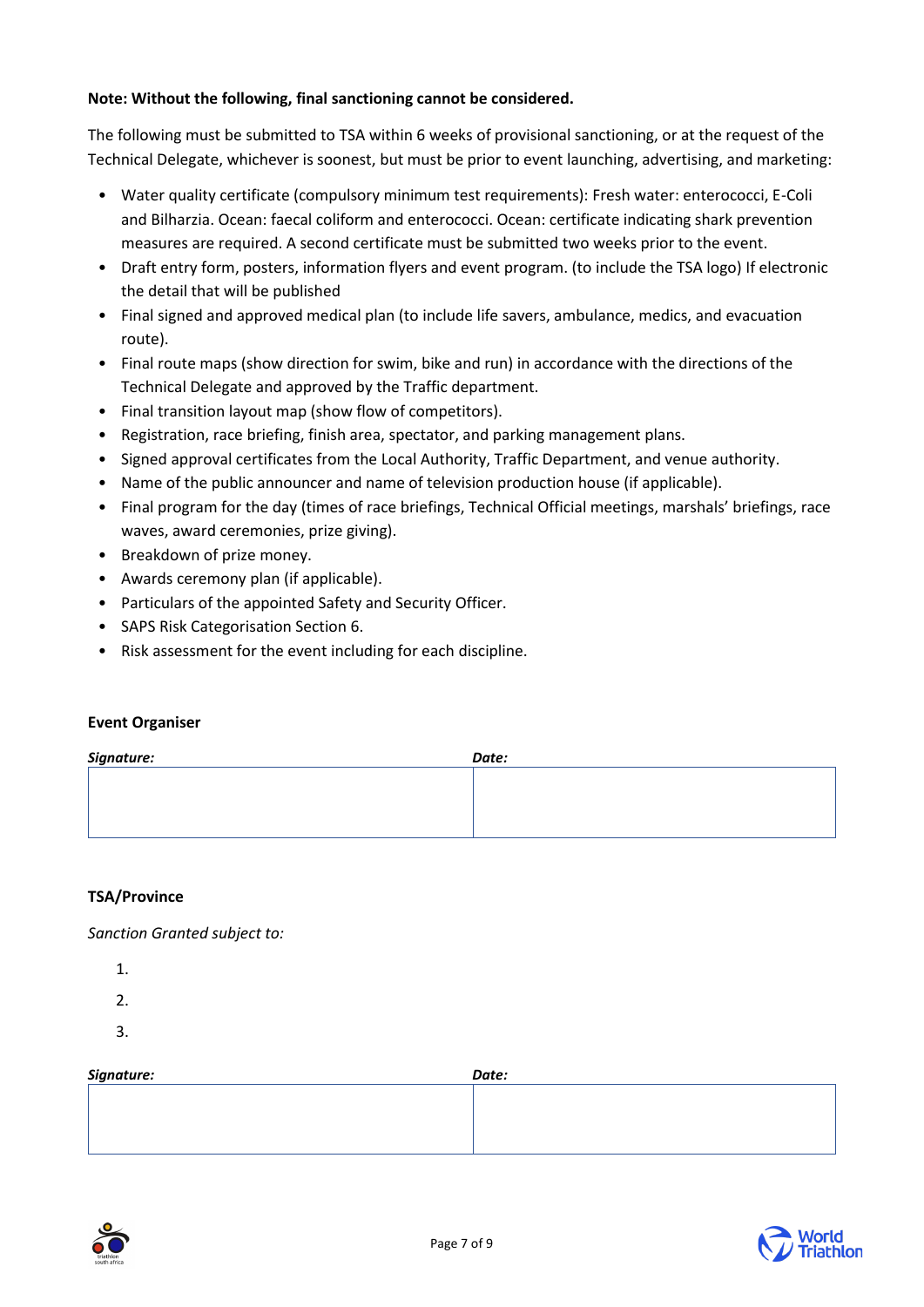**Note: Without the following, final sanctioning cannot be considered.**

The following must be submitted to TSA within 6 weeks of provisional sanctioning, or at the request of the Technical Delegate, whichever is soonest, but must be prior to event launching, advertising, and marketing:

- Water quality certificate (compulsory minimum test requirements): Fresh water: enterococci, E-Coli and Bilharzia. Ocean: faecal coliform and enterococci. Ocean: certificate indicating shark prevention measures are required. A second certificate must be submitted two weeks prior to the event.
- Draft entry form, posters, information flyers and event program. (to include the TSA logo) If electronic the detail that will be published
- Final signed and approved medical plan (to include life savers, ambulance, medics, and evacuation route).
- Final route maps (show direction for swim, bike and run) in accordance with the directions of the Technical Delegate and approved by the Traffic department.
- Final transition layout map (show flow of competitors).
- Registration, race briefing, finish area, spectator, and parking management plans.
- Signed approval certificates from the Local Authority, Traffic Department, and venue authority.
- Name of the public announcer and name of television production house (if applicable).
- Final program for the day (times of race briefings, Technical Official meetings, marshals' briefings, race waves, award ceremonies, prize giving).
- Breakdown of prize money.
- Awards ceremony plan (if applicable).
- Particulars of the appointed Safety and Security Officer.
- SAPS Risk Categorisation Section 6.
- Risk assessment for the event including for each discipline.

**Event Organiser**

| ***Signature:*** | ***Date:*** |
|---|---|
| | |

**TSA/Province**

*Sanction Granted subject to:*

1.
2.
3.

| ***Signature:*** | ***Date:*** |
|---|---|
| | |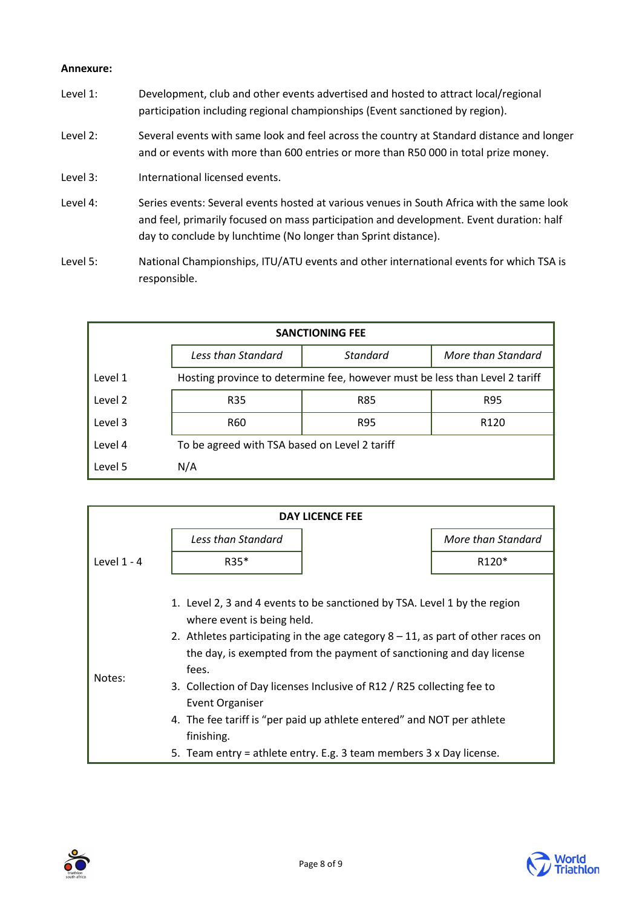**Annexure:**

Level 1: Development, club and other events advertised and hosted to attract local/regional participation including regional championships (Event sanctioned by region).

Level 2: Several events with same look and feel across the country at Standard distance and longer and or events with more than 600 entries or more than R50 000 in total prize money.

Level 3: International licensed events.

Level 4: Series events: Several events hosted at various venues in South Africa with the same look and feel, primarily focused on mass participation and development. Event duration: half day to conclude by lunchtime (No longer than Sprint distance).

Level 5: National Championships, ITU/ATU events and other international events for which TSA is responsible.

| SANCTIONING FEE | | | |
|---|---|---|---|
| | *Less than Standard* | *Standard* | *More than Standard* |
| Level 1 | Hosting province to determine fee, however must be less than Level 2 tariff | | |
| Level 2 | R35 | R85 | R95 |
| Level 3 | R60 | R95 | R120 |
| Level 4 | To be agreed with TSA based on Level 2 tariff | | |
| Level 5 | N/A | | |

| DAY LICENCE FEE | | | |
|---|---|---|---|
| | *Less than Standard* | | *More than Standard* |
| Level 1 - 4 | R35* | | R120* |

Notes:

1. Level 2, 3 and 4 events to be sanctioned by TSA. Level 1 by the region where event is being held.
2. Athletes participating in the age category 8 – 11, as part of other races on the day, is exempted from the payment of sanctioning and day license fees.
3. Collection of Day licenses Inclusive of R12 / R25 collecting fee to Event Organiser
4. The fee tariff is "per paid up athlete entered" and NOT per athlete finishing.
5. Team entry = athlete entry. E.g. 3 team members 3 x Day license.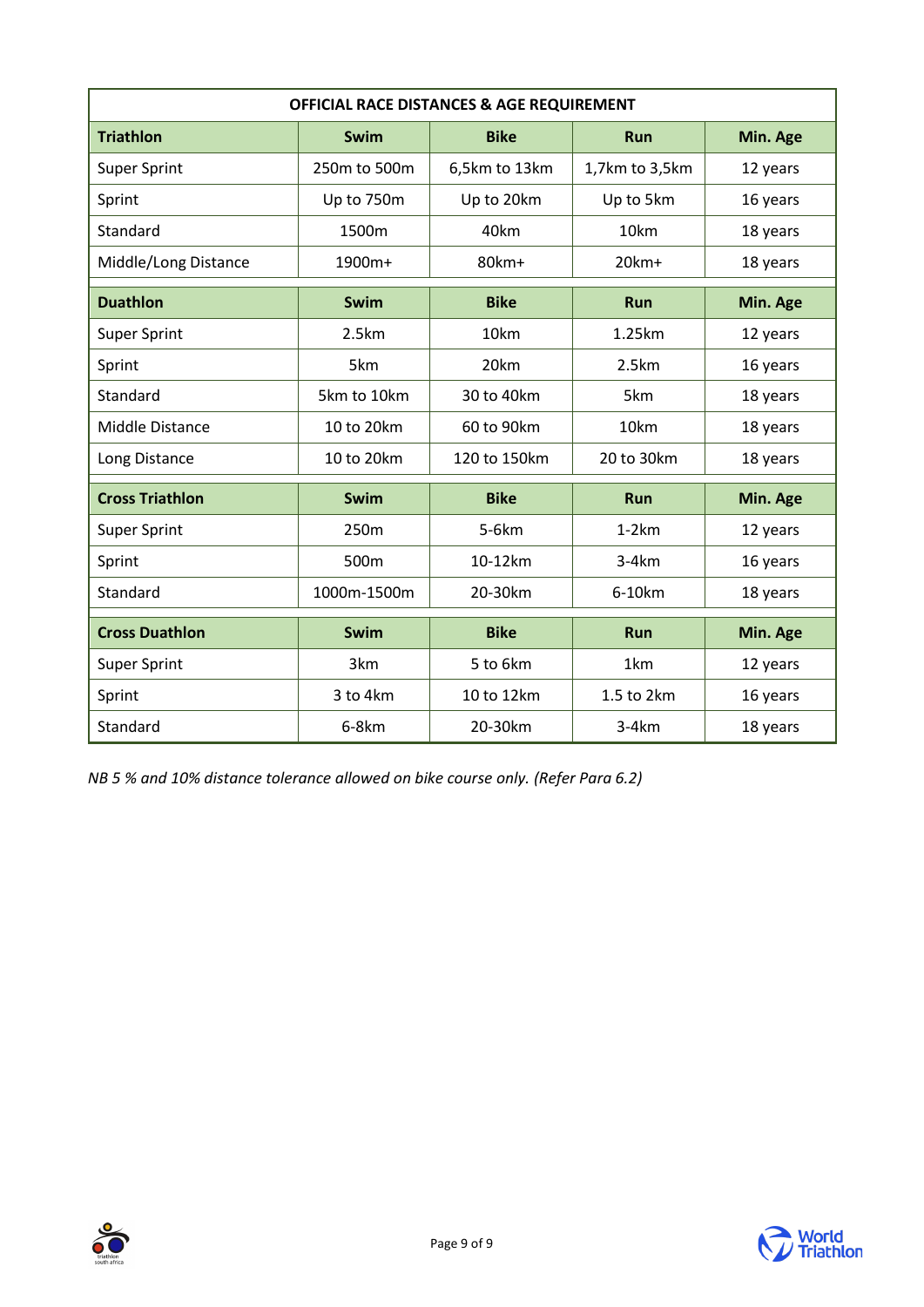| OFFICIAL RACE DISTANCES & AGE REQUIREMENT | | | | |
|---|---|---|---|---|
| **Triathlon** | **Swim** | **Bike** | **Run** | **Min. Age** |
| Super Sprint | 250m to 500m | 6,5km to 13km | 1,7km to 3,5km | 12 years |
| Sprint | Up to 750m | Up to 20km | Up to 5km | 16 years |
| Standard | 1500m | 40km | 10km | 18 years |
| Middle/Long Distance | 1900m+ | 80km+ | 20km+ | 18 years |
| **Duathlon** | **Swim** | **Bike** | **Run** | **Min. Age** |
| Super Sprint | 2.5km | 10km | 1.25km | 12 years |
| Sprint | 5km | 20km | 2.5km | 16 years |
| Standard | 5km to 10km | 30 to 40km | 5km | 18 years |
| Middle Distance | 10 to 20km | 60 to 90km | 10km | 18 years |
| Long Distance | 10 to 20km | 120 to 150km | 20 to 30km | 18 years |
| **Cross Triathlon** | **Swim** | **Bike** | **Run** | **Min. Age** |
| Super Sprint | 250m | 5-6km | 1-2km | 12 years |
| Sprint | 500m | 10-12km | 3-4km | 16 years |
| Standard | 1000m-1500m | 20-30km | 6-10km | 18 years |
| **Cross Duathlon** | **Swim** | **Bike** | **Run** | **Min. Age** |
| Super Sprint | 3km | 5 to 6km | 1km | 12 years |
| Sprint | 3 to 4km | 10 to 12km | 1.5 to 2km | 16 years |
| Standard | 6-8km | 20-30km | 3-4km | 18 years |

*NB 5 % and 10% distance tolerance allowed on bike course only. (Refer Para 6.2)*